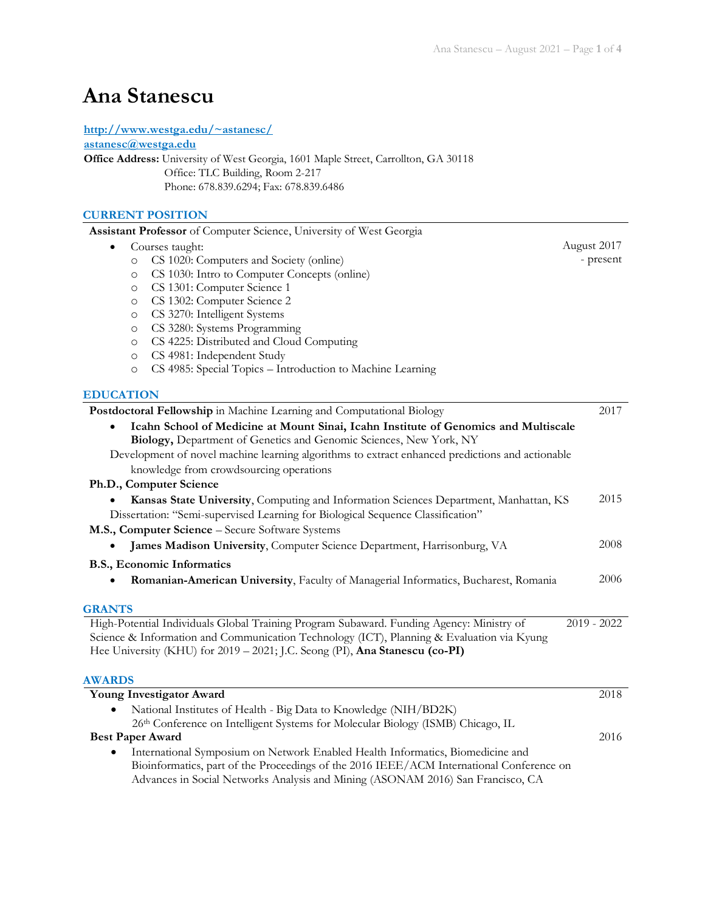# Ana Stanescu

http://www.westga.edu/~astanesc/
astanesc@westga.edu
**Office Address:** University of West Georgia, 1601 Maple Street, Carrollton, GA 30118
Office: TLC Building, Room 2-217
Phone: 678.839.6294; Fax: 678.839.6486

## CURRENT POSITION

**Assistant Professor** of Computer Science, University of West Georgia — August 2017 - present

- Courses taught:
  - CS 1020: Computers and Society (online)
  - CS 1030: Intro to Computer Concepts (online)
  - CS 1301: Computer Science 1
  - CS 1302: Computer Science 2
  - CS 3270: Intelligent Systems
  - CS 3280: Systems Programming
  - CS 4225: Distributed and Cloud Computing
  - CS 4981: Independent Study
  - CS 4985: Special Topics – Introduction to Machine Learning

## EDUCATION

**Postdoctoral Fellowship** in Machine Learning and Computational Biology — 2017

- **Icahn School of Medicine at Mount Sinai, Icahn Institute of Genomics and Multiscale Biology,** Department of Genetics and Genomic Sciences, New York, NY

Development of novel machine learning algorithms to extract enhanced predictions and actionable knowledge from crowdsourcing operations

**Ph.D., Computer Science**

- **Kansas State University**, Computing and Information Sciences Department, Manhattan, KS — 2015

Dissertation: "Semi-supervised Learning for Biological Sequence Classification"

**M.S., Computer Science** – Secure Software Systems

- **James Madison University**, Computer Science Department, Harrisonburg, VA — 2008

**B.S., Economic Informatics**

- **Romanian-American University**, Faculty of Managerial Informatics, Bucharest, Romania — 2006

## GRANTS

High-Potential Individuals Global Training Program Subaward. Funding Agency: Ministry of Science & Information and Communication Technology (ICT), Planning & Evaluation via Kyung Hee University (KHU) for 2019 – 2021; J.C. Seong (PI), **Ana Stanescu (co-PI)** — 2019 - 2022

## AWARDS

**Young Investigator Award** — 2018

- National Institutes of Health - Big Data to Knowledge (NIH/BD2K)
  26th Conference on Intelligent Systems for Molecular Biology (ISMB) Chicago, IL

**Best Paper Award** — 2016

- International Symposium on Network Enabled Health Informatics, Biomedicine and Bioinformatics, part of the Proceedings of the 2016 IEEE/ACM International Conference on Advances in Social Networks Analysis and Mining (ASONAM 2016) San Francisco, CA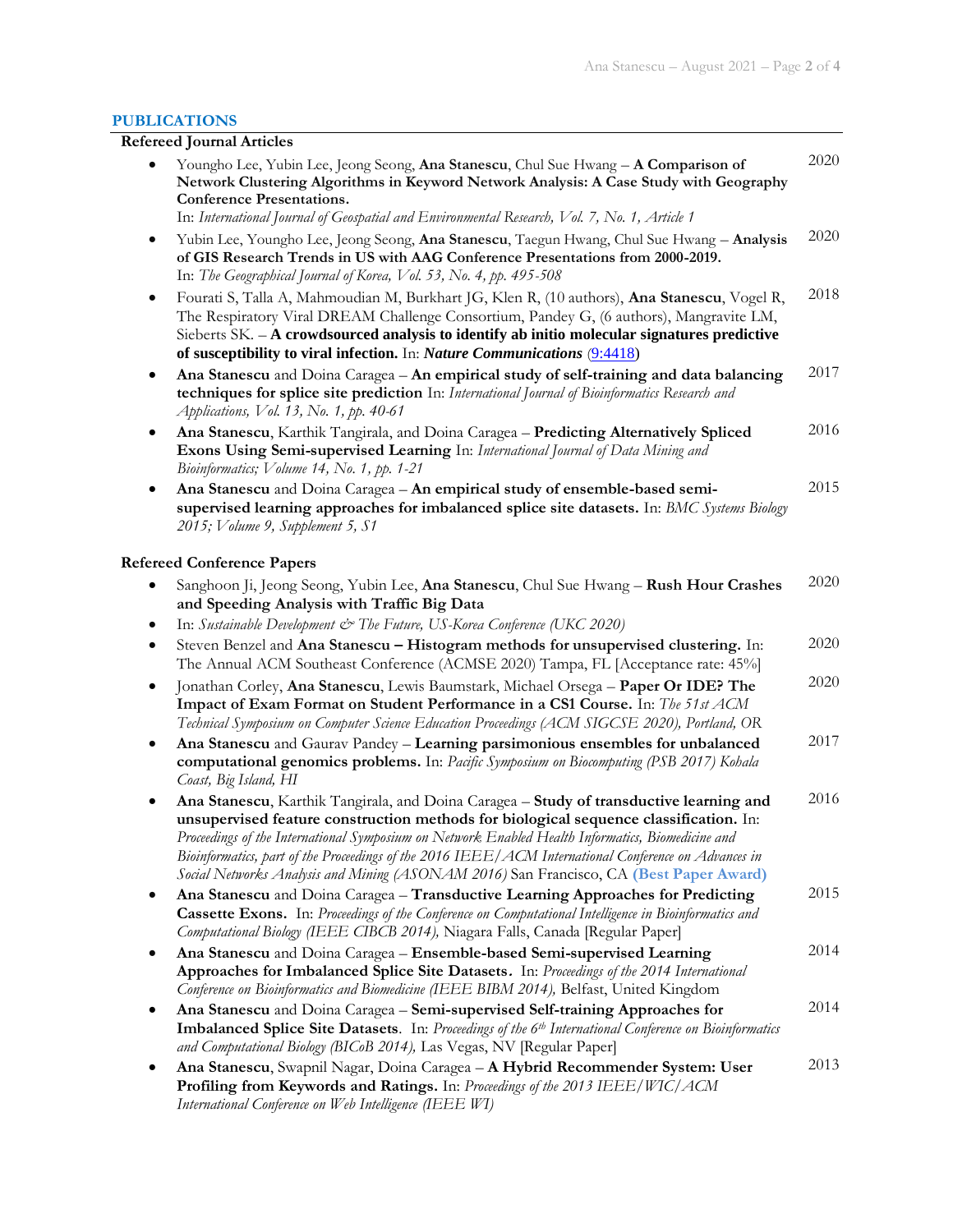## PUBLICATIONS

### Refereed Journal Articles

- Youngho Lee, Yubin Lee, Jeong Seong, **Ana Stanescu**, Chul Sue Hwang – **A Comparison of Network Clustering Algorithms in Keyword Network Analysis: A Case Study with Geography Conference Presentations.** 2020
  In: *International Journal of Geospatial and Environmental Research, Vol. 7, No. 1, Article 1*
- Yubin Lee, Youngho Lee, Jeong Seong, **Ana Stanescu**, Taegun Hwang, Chul Sue Hwang – **Analysis of GIS Research Trends in US with AAG Conference Presentations from 2000-2019.** 2020
  In: *The Geographical Journal of Korea, Vol. 53, No. 4, pp. 495-508*
- Fourati S, Talla A, Mahmoudian M, Burkhart JG, Klen R, (10 authors), **Ana Stanescu**, Vogel R, The Respiratory Viral DREAM Challenge Consortium, Pandey G, (6 authors), Mangravite LM, Sieberts SK. – **A crowdsourced analysis to identify ab initio molecular signatures predictive of susceptibility to viral infection.** In: ***Nature Communications*** (9:4418) 2018
- **Ana Stanescu** and Doina Caragea – **An empirical study of self-training and data balancing techniques for splice site prediction** In: *International Journal of Bioinformatics Research and Applications, Vol. 13, No. 1, pp. 40-61* 2017
- **Ana Stanescu**, Karthik Tangirala, and Doina Caragea – **Predicting Alternatively Spliced Exons Using Semi-supervised Learning** In: *International Journal of Data Mining and Bioinformatics; Volume 14, No. 1, pp. 1-21* 2016
- **Ana Stanescu** and Doina Caragea – **An empirical study of ensemble-based semi-supervised learning approaches for imbalanced splice site datasets.** In: *BMC Systems Biology 2015; Volume 9, Supplement 5, S1* 2015

### Refereed Conference Papers

- Sanghoon Ji, Jeong Seong, Yubin Lee, **Ana Stanescu**, Chul Sue Hwang – **Rush Hour Crashes and Speeding Analysis with Traffic Big Data** 2020
- In: *Sustainable Development & The Future, US-Korea Conference (UKC 2020)*
- Steven Benzel and **Ana Stanescu – Histogram methods for unsupervised clustering.** In: The Annual ACM Southeast Conference (ACMSE 2020) Tampa, FL [Acceptance rate: 45%] 2020
- Jonathan Corley, **Ana Stanescu**, Lewis Baumstark, Michael Orsega – **Paper Or IDE? The Impact of Exam Format on Student Performance in a CS1 Course.** In: *The 51st ACM Technical Symposium on Computer Science Education Proceedings (ACM SIGCSE 2020), Portland, OR* 2020
- **Ana Stanescu** and Gaurav Pandey – **Learning parsimonious ensembles for unbalanced computational genomics problems.** In: *Pacific Symposium on Biocomputing (PSB 2017) Kohala Coast, Big Island, HI* 2017
- **Ana Stanescu**, Karthik Tangirala, and Doina Caragea – **Study of transductive learning and unsupervised feature construction methods for biological sequence classification.** In: *Proceedings of the International Symposium on Network Enabled Health Informatics, Biomedicine and Bioinformatics, part of the Proceedings of the 2016 IEEE/ACM International Conference on Advances in Social Networks Analysis and Mining (ASONAM 2016)* San Francisco, CA **(Best Paper Award)** 2016
- **Ana Stanescu** and Doina Caragea – **Transductive Learning Approaches for Predicting Cassette Exons.** In: *Proceedings of the Conference on Computational Intelligence in Bioinformatics and Computational Biology (IEEE CIBCB 2014),* Niagara Falls, Canada [Regular Paper] 2015
- **Ana Stanescu** and Doina Caragea – **Ensemble-based Semi-supervised Learning Approaches for Imbalanced Splice Site Datasets.** In: *Proceedings of the 2014 International Conference on Bioinformatics and Biomedicine (IEEE BIBM 2014),* Belfast, United Kingdom 2014
- **Ana Stanescu** and Doina Caragea – **Semi-supervised Self-training Approaches for Imbalanced Splice Site Datasets**. In: *Proceedings of the 6th International Conference on Bioinformatics and Computational Biology (BICoB 2014),* Las Vegas, NV [Regular Paper] 2014
- **Ana Stanescu**, Swapnil Nagar, Doina Caragea – **A Hybrid Recommender System: User Profiling from Keywords and Ratings.** In: *Proceedings of the 2013 IEEE/WIC/ACM International Conference on Web Intelligence (IEEE WI)* 2013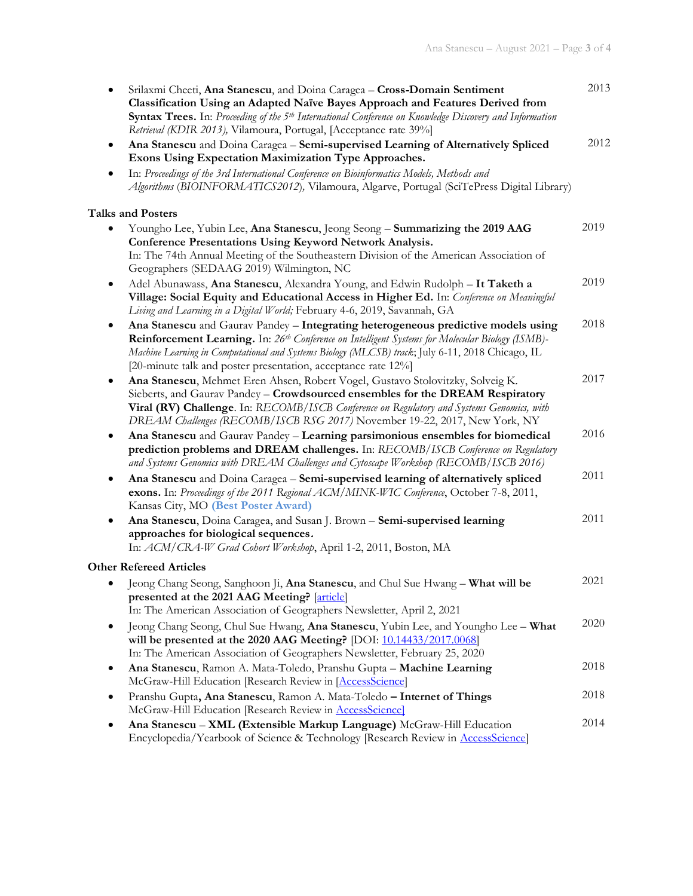- Srilaxmi Cheeti, **Ana Stanescu**, and Doina Caragea – **Cross-Domain Sentiment Classification Using an Adapted Naïve Bayes Approach and Features Derived from Syntax Trees.** In: *Proceeding of the 5th International Conference on Knowledge Discovery and Information Retrieval (KDIR 2013),* Vilamoura, Portugal, [Acceptance rate 39%] — 2013
- **Ana Stanescu** and Doina Caragea – **Semi-supervised Learning of Alternatively Spliced Exons Using Expectation Maximization Type Approaches.** — 2012
- In: *Proceedings of the 3rd International Conference on Bioinformatics Models, Methods and Algorithms* (*BIOINFORMATICS2012*), Vilamoura, Algarve, Portugal (SciTePress Digital Library)

## Talks and Posters

- Youngho Lee, Yubin Lee, **Ana Stanescu**, Jeong Seong – **Summarizing the 2019 AAG Conference Presentations Using Keyword Network Analysis.** In: The 74th Annual Meeting of the Southeastern Division of the American Association of Geographers (SEDAAG 2019) Wilmington, NC — 2019
- Adel Abunawass, **Ana Stanescu**, Alexandra Young, and Edwin Rudolph – **It Taketh a Village: Social Equity and Educational Access in Higher Ed.** In: *Conference on Meaningful Living and Learning in a Digital World;* February 4-6, 2019, Savannah, GA — 2019
- **Ana Stanescu** and Gaurav Pandey – **Integrating heterogeneous predictive models using Reinforcement Learning.** In: *26th Conference on Intelligent Systems for Molecular Biology (ISMB)-Machine Learning in Computational and Systems Biology (MLCSB) track*; July 6-11, 2018 Chicago, IL [20-minute talk and poster presentation, acceptance rate 12%] — 2018
- **Ana Stanescu**, Mehmet Eren Ahsen, Robert Vogel, Gustavo Stolovitzky, Solveig K. Sieberts, and Gaurav Pandey – **Crowdsourced ensembles for the DREAM Respiratory Viral (RV) Challenge**. In: *RECOMB/ISCB Conference on Regulatory and Systems Genomics, with DREAM Challenges (RECOMB/ISCB RSG 2017)* November 19-22, 2017, New York, NY — 2017
- **Ana Stanescu** and Gaurav Pandey – **Learning parsimonious ensembles for biomedical prediction problems and DREAM challenges.** In: *RECOMB/ISCB Conference on Regulatory and Systems Genomics with DREAM Challenges and Cytoscape Workshop (RECOMB/ISCB 2016)* — 2016
- **Ana Stanescu** and Doina Caragea – **Semi-supervised learning of alternatively spliced exons.** In: *Proceedings of the 2011 Regional ACM/MINK-WIC Conference*, October 7-8, 2011, Kansas City, MO **(Best Poster Award)** — 2011
- **Ana Stanescu**, Doina Caragea, and Susan J. Brown – **Semi-supervised learning approaches for biological sequences.** In: *ACM/CRA-W Grad Cohort Workshop*, April 1-2, 2011, Boston, MA — 2011

## Other Refereed Articles

- Jeong Chang Seong, Sanghoon Ji, **Ana Stanescu**, and Chul Sue Hwang – **What will be presented at the 2021 AAG Meeting?** [article] In: The American Association of Geographers Newsletter, April 2, 2021 — 2021
- Jeong Chang Seong, Chul Sue Hwang, **Ana Stanescu**, Yubin Lee, and Youngho Lee – **What will be presented at the 2020 AAG Meeting?** [DOI: 10.14433/2017.0068] In: The American Association of Geographers Newsletter, February 25, 2020 — 2020
- **Ana Stanescu**, Ramon A. Mata-Toledo, Pranshu Gupta – **Machine Learning** McGraw-Hill Education [Research Review in [AccessScience] — 2018
- Pranshu Gupta**, Ana Stanescu**, Ramon A. Mata-Toledo **– Internet of Things** McGraw-Hill Education [Research Review in AccessScience] — 2018
- **Ana Stanescu** – **XML (Extensible Markup Language)** McGraw-Hill Education Encyclopedia/Yearbook of Science & Technology [Research Review in AccessScience] — 2014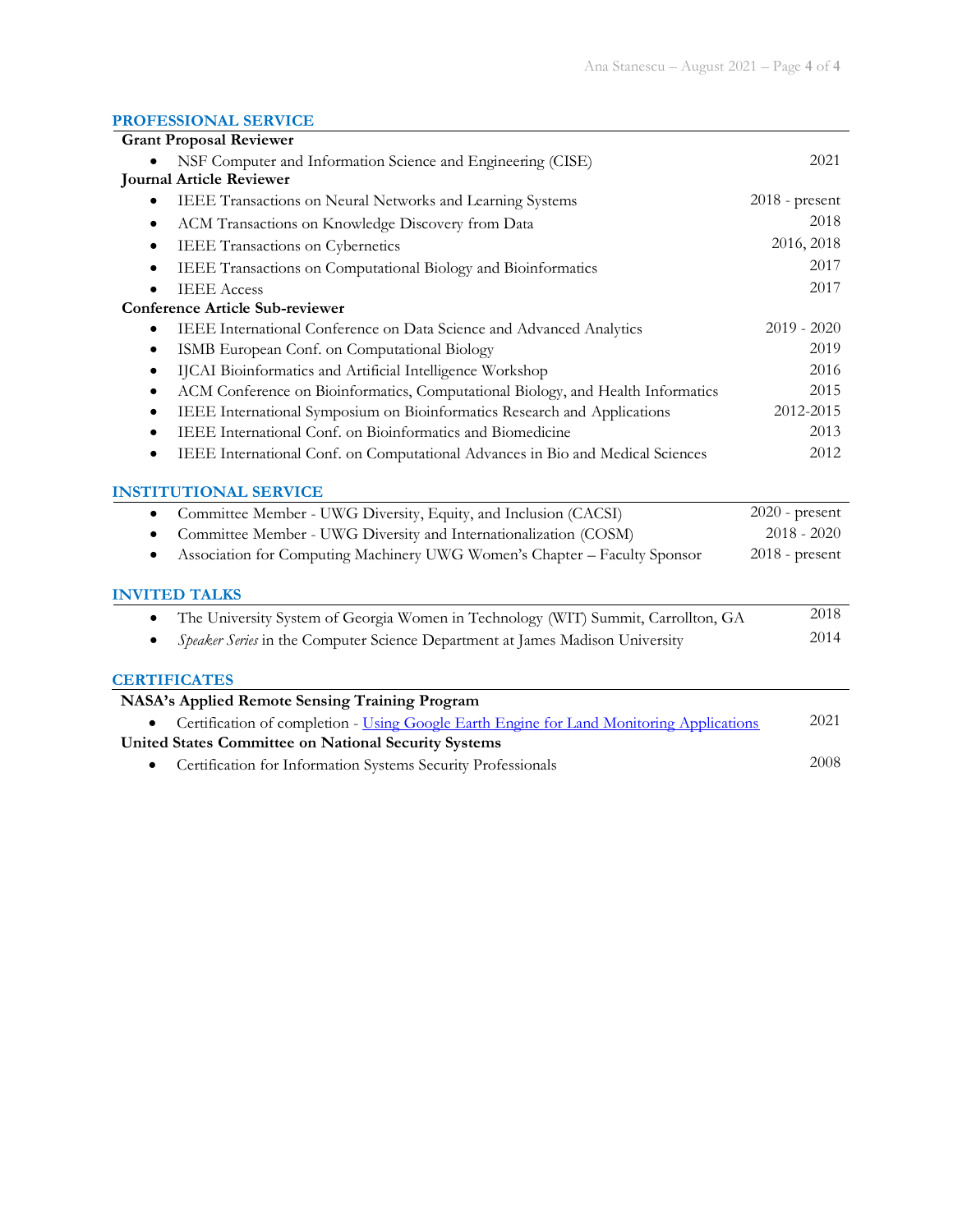## PROFESSIONAL SERVICE

**Grant Proposal Reviewer**

- NSF Computer and Information Science and Engineering (CISE) 2021

**Journal Article Reviewer**

- IEEE Transactions on Neural Networks and Learning Systems 2018 - present
- ACM Transactions on Knowledge Discovery from Data 2018
- IEEE Transactions on Cybernetics 2016, 2018
- IEEE Transactions on Computational Biology and Bioinformatics 2017
- IEEE Access 2017

**Conference Article Sub-reviewer**

- IEEE International Conference on Data Science and Advanced Analytics 2019 - 2020
- ISMB European Conf. on Computational Biology 2019
- IJCAI Bioinformatics and Artificial Intelligence Workshop 2016
- ACM Conference on Bioinformatics, Computational Biology, and Health Informatics 2015
- IEEE International Symposium on Bioinformatics Research and Applications 2012-2015
- IEEE International Conf. on Bioinformatics and Biomedicine 2013
- IEEE International Conf. on Computational Advances in Bio and Medical Sciences 2012

## INSTITUTIONAL SERVICE

- Committee Member - UWG Diversity, Equity, and Inclusion (CACSI) 2020 - present
- Committee Member - UWG Diversity and Internationalization (COSM) 2018 - 2020
- Association for Computing Machinery UWG Women's Chapter – Faculty Sponsor 2018 - present

## INVITED TALKS

- The University System of Georgia Women in Technology (WIT) Summit, Carrollton, GA 2018
- *Speaker Series* in the Computer Science Department at James Madison University 2014

## CERTIFICATES

**NASA's Applied Remote Sensing Training Program**

- Certification of completion - Using Google Earth Engine for Land Monitoring Applications 2021

**United States Committee on National Security Systems**

- Certification for Information Systems Security Professionals 2008